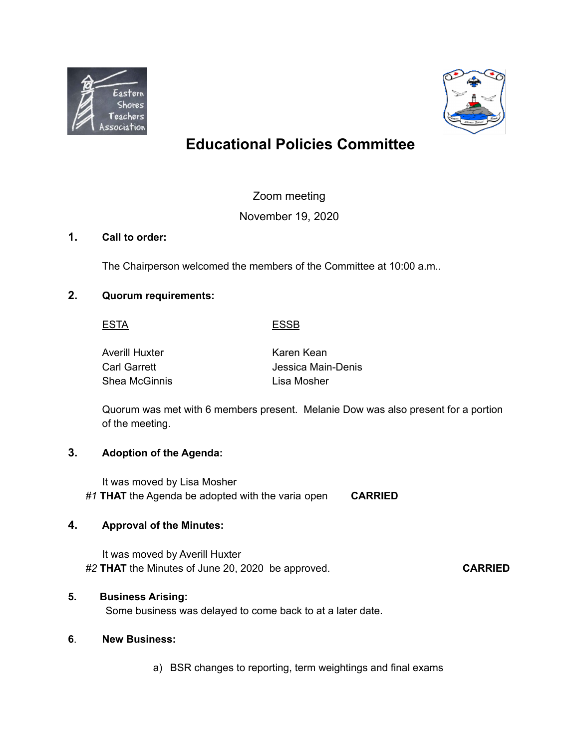# Educational Policies Committee

Zoom meeting

November 19, 2020

**1. Call to order:**

The Chairperson welcomed the members of the Committee at 10:00 a.m..

**2. Quorum requirements:**

| ESTA | ESSB |
|---|---|
| Averill Huxter | Karen Kean |
| Carl Garrett | Jessica Main-Denis |
| Shea McGinnis | Lisa Mosher |

Quorum was met with 6 members present. Melanie Dow was also present for a portion of the meeting.

**3. Adoption of the Agenda:**

It was moved by Lisa Mosher

*#1* **THAT** the Agenda be adopted with the varia open **CARRIED**

**4. Approval of the Minutes:**

It was moved by Averill Huxter

*#2* **THAT** the Minutes of June 20, 2020 be approved. **CARRIED**

**5. Business Arising:**

Some business was delayed to come back to at a later date.

**6. New Business:**

a) BSR changes to reporting, term weightings and final exams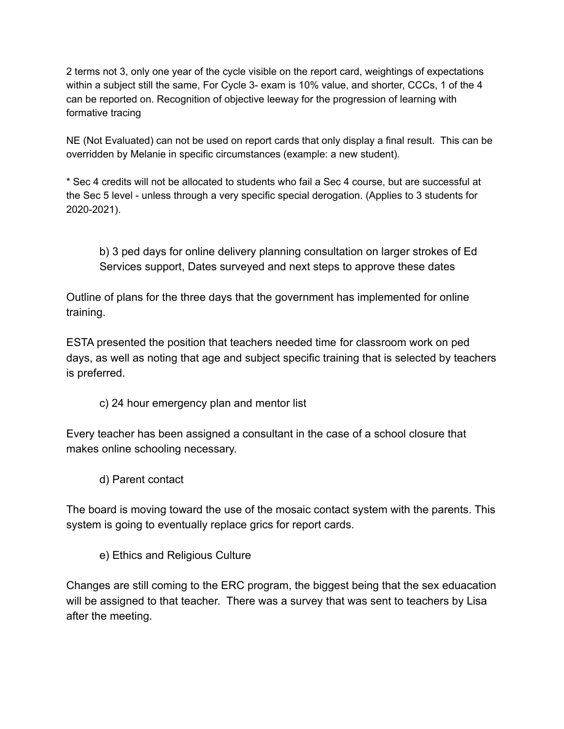2 terms not 3, only one year of the cycle visible on the report card, weightings of expectations within a subject still the same, For Cycle 3- exam is 10% value, and shorter, CCCs, 1 of the 4 can be reported on. Recognition of objective leeway for the progression of learning with formative tracing

NE (Not Evaluated) can not be used on report cards that only display a final result. This can be overridden by Melanie in specific circumstances (example: a new student).

* Sec 4 credits will not be allocated to students who fail a Sec 4 course, but are successful at the Sec 5 level - unless through a very specific special derogation. (Applies to 3 students for 2020-2021).

b) 3 ped days for online delivery planning consultation on larger strokes of Ed Services support, Dates surveyed and next steps to approve these dates

Outline of plans for the three days that the government has implemented for online training.

ESTA presented the position that teachers needed time for classroom work on ped days, as well as noting that age and subject specific training that is selected by teachers is preferred.

c) 24 hour emergency plan and mentor list

Every teacher has been assigned a consultant in the case of a school closure that makes online schooling necessary.

d) Parent contact

The board is moving toward the use of the mosaic contact system with the parents. This system is going to eventually replace grics for report cards.

e) Ethics and Religious Culture

Changes are still coming to the ERC program, the biggest being that the sex eduacation will be assigned to that teacher. There was a survey that was sent to teachers by Lisa after the meeting.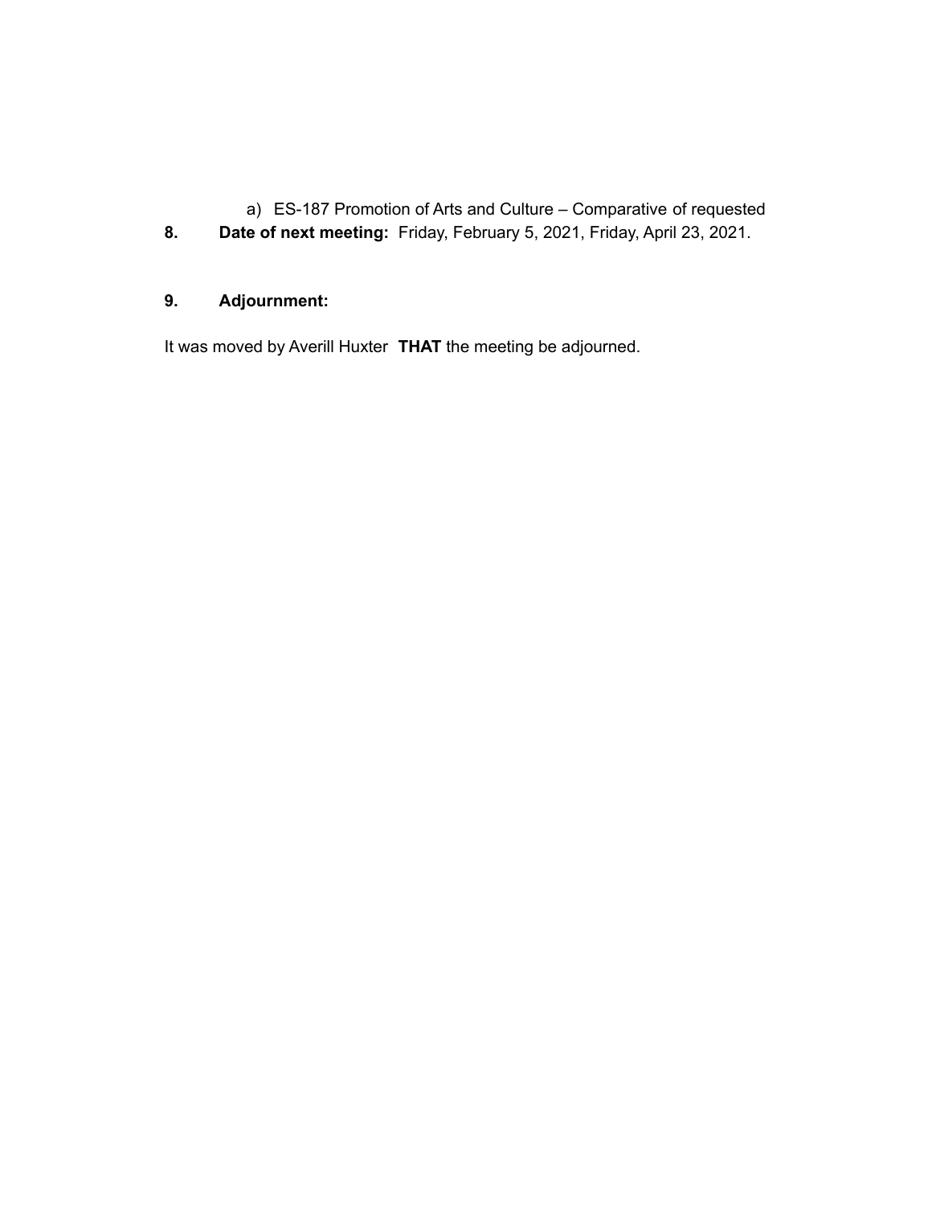a) ES-187 Promotion of Arts and Culture – Comparative of requested

**8. Date of next meeting:** Friday, February 5, 2021, Friday, April 23, 2021.

**9. Adjournment:**

It was moved by Averill Huxter **THAT** the meeting be adjourned.